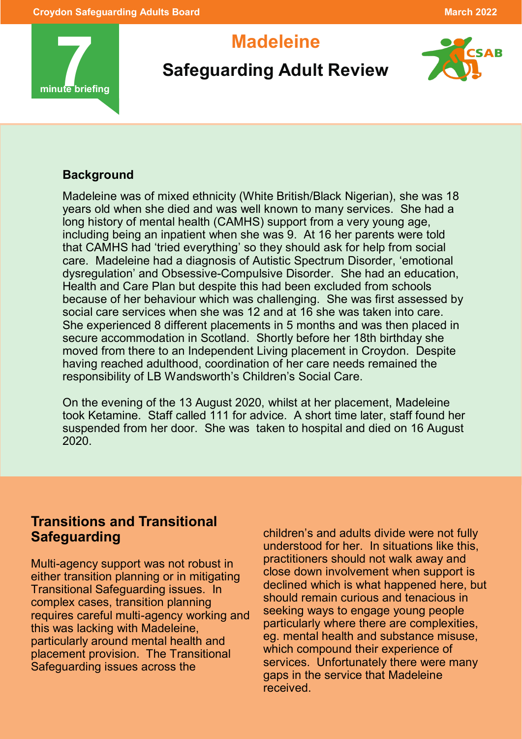# Madeleine

## Safeguarding Adult Review

**7 minute briefing**

### Background

Madeleine was of mixed ethnicity (White British/Black Nigerian), she was 18 years old when she died and was well known to many services. She had a long history of mental health (CAMHS) support from a very young age, including being an inpatient when she was 9. At 16 her parents were told that CAMHS had 'tried everything' so they should ask for help from social care. Madeleine had a diagnosis of Autistic Spectrum Disorder, 'emotional dysregulation' and Obsessive-Compulsive Disorder. She had an education, Health and Care Plan but despite this had been excluded from schools because of her behaviour which was challenging. She was first assessed by social care services when she was 12 and at 16 she was taken into care. She experienced 8 different placements in 5 months and was then placed in secure accommodation in Scotland. Shortly before her 18th birthday she moved from there to an Independent Living placement in Croydon. Despite having reached adulthood, coordination of her care needs remained the responsibility of LB Wandsworth's Children's Social Care.

On the evening of the 13 August 2020, whilst at her placement, Madeleine took Ketamine. Staff called 111 for advice. A short time later, staff found her suspended from her door. She was taken to hospital and died on 16 August 2020.

### Transitions and Transitional Safeguarding

Multi-agency support was not robust in either transition planning or in mitigating Transitional Safeguarding issues. In complex cases, transition planning requires careful multi-agency working and this was lacking with Madeleine, particularly around mental health and placement provision. The Transitional Safeguarding issues across the children's and adults divide were not fully understood for her. In situations like this, practitioners should not walk away and close down involvement when support is declined which is what happened here, but should remain curious and tenacious in seeking ways to engage young people particularly where there are complexities, eg. mental health and substance misuse, which compound their experience of services. Unfortunately there were many gaps in the service that Madeleine received.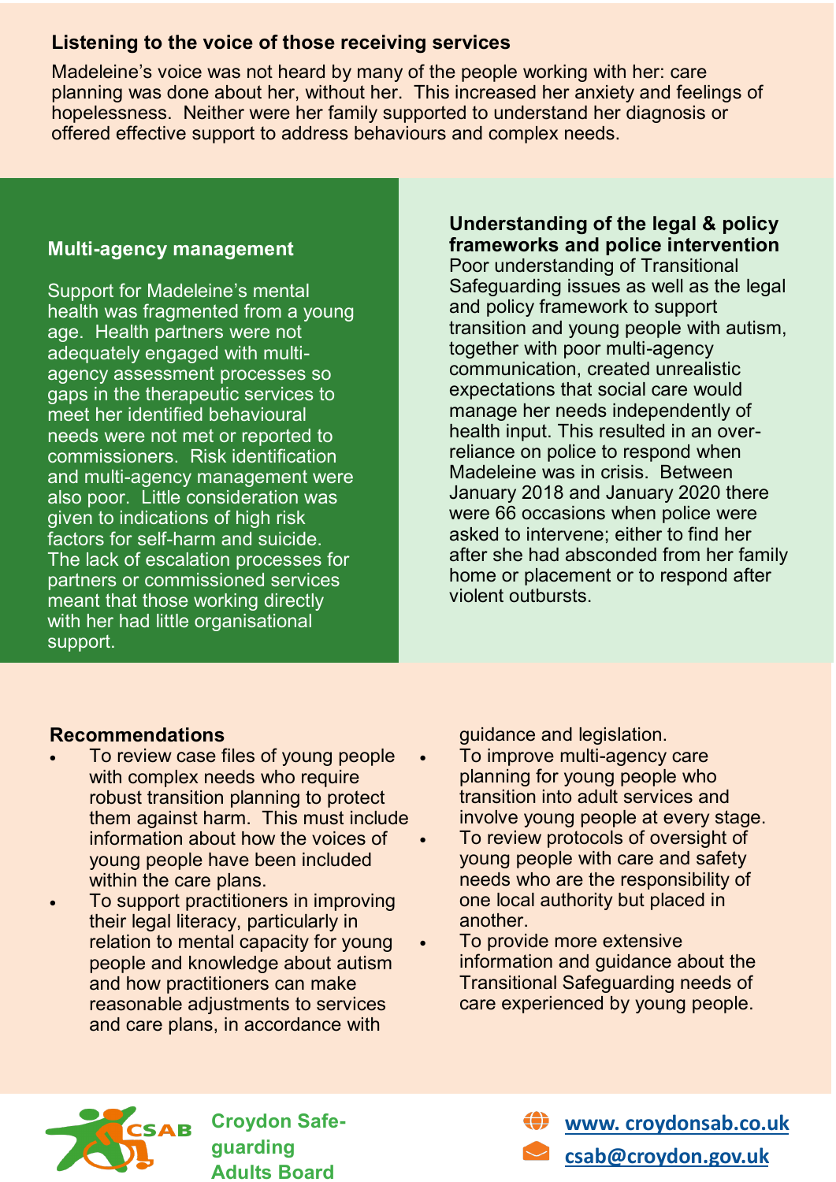## Listening to the voice of those receiving services

Madeleine's voice was not heard by many of the people working with her: care planning was done about her, without her. This increased her anxiety and feelings of hopelessness. Neither were her family supported to understand her diagnosis or offered effective support to address behaviours and complex needs.

## Multi-agency management

Support for Madeleine's mental health was fragmented from a young age. Health partners were not adequately engaged with multi-agency assessment processes so gaps in the therapeutic services to meet her identified behavioural needs were not met or reported to commissioners. Risk identification and multi-agency management were also poor. Little consideration was given to indications of high risk factors for self-harm and suicide. The lack of escalation processes for partners or commissioned services meant that those working directly with her had little organisational support.

## Understanding of the legal & policy frameworks and police intervention

Poor understanding of Transitional Safeguarding issues as well as the legal and policy framework to support transition and young people with autism, together with poor multi-agency communication, created unrealistic expectations that social care would manage her needs independently of health input. This resulted in an over-reliance on police to respond when Madeleine was in crisis. Between January 2018 and January 2020 there were 66 occasions when police were asked to intervene; either to find her after she had absconded from her family home or placement or to respond after violent outbursts.

## Recommendations

- To review case files of young people with complex needs who require robust transition planning to protect them against harm. This must include information about how the voices of young people have been included within the care plans.
- To support practitioners in improving their legal literacy, particularly in relation to mental capacity for young people and knowledge about autism and how practitioners can make reasonable adjustments to services and care plans, in accordance with guidance and legislation.
- To improve multi-agency care planning for young people who transition into adult services and involve young people at every stage.
- To review protocols of oversight of young people with care and safety needs who are the responsibility of one local authority but placed in another.
- To provide more extensive information and guidance about the Transitional Safeguarding needs of care experienced by young people.

CSAB

Croydon Safeguarding Adults Board

www. croydonsab.co.uk

csab@croydon.gov.uk